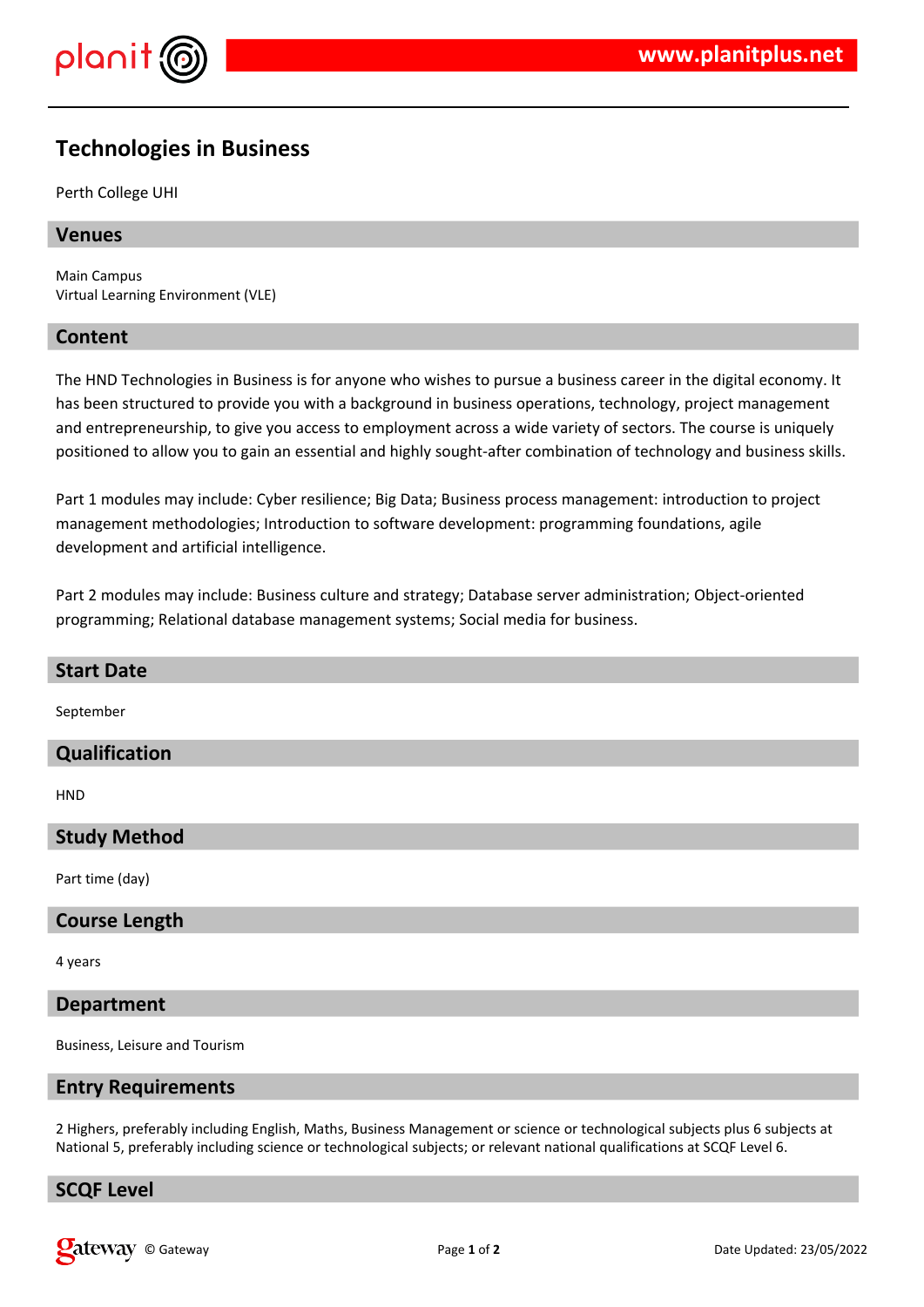# Technologies in Business

Perth College UHI

## Venues

Main Campus
Virtual Learning Environment (VLE)

## Content

The HND Technologies in Business is for anyone who wishes to pursue a business career in the digital economy. It has been structured to provide you with a background in business operations, technology, project management and entrepreneurship, to give you access to employment across a wide variety of sectors. The course is uniquely positioned to allow you to gain an essential and highly sought-after combination of technology and business skills.

Part 1 modules may include: Cyber resilience; Big Data; Business process management: introduction to project management methodologies; Introduction to software development: programming foundations, agile development and artificial intelligence.

Part 2 modules may include: Business culture and strategy; Database server administration; Object-oriented programming; Relational database management systems; Social media for business.

## Start Date

September

## Qualification

HND

## Study Method

Part time (day)

## Course Length

4 years

## Department

Business, Leisure and Tourism

## Entry Requirements

2 Highers, preferably including English, Maths, Business Management or science or technological subjects plus 6 subjects at National 5, preferably including science or technological subjects; or relevant national qualifications at SCQF Level 6.

## SCQF Level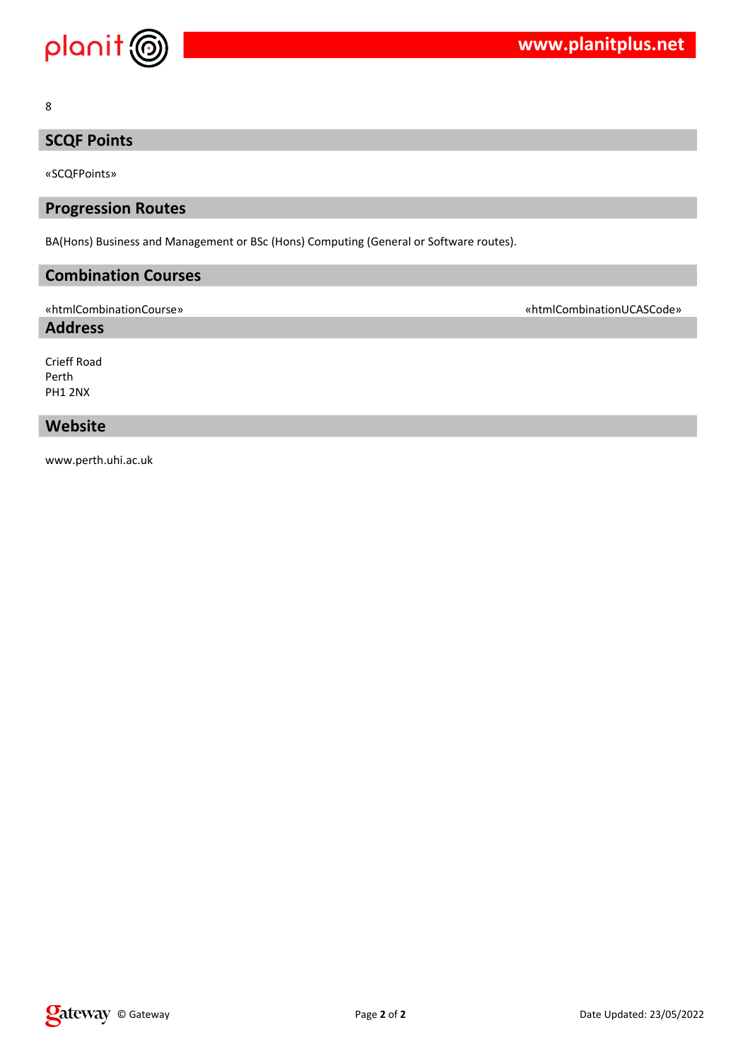8

## SCQF Points

«SCQFPoints»

## Progression Routes

BA(Hons) Business and Management or BSc (Hons) Computing (General or Software routes).

## Combination Courses

| | |
|---|---|
| «htmlCombinationCourse» | «htmlCombinationUCASCode» |

## Address

Crieff Road
Perth
PH1 2NX

## Website

www.perth.uhi.ac.uk